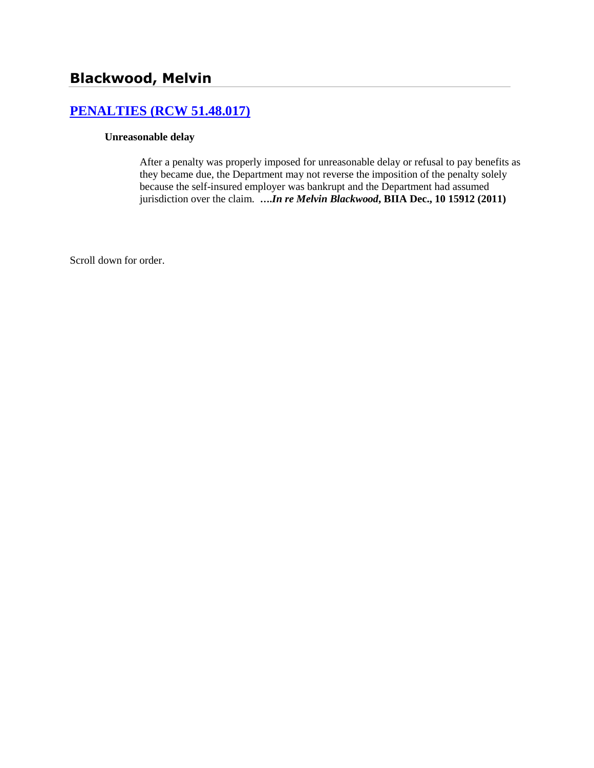# Blackwood, Melvin

## [PENALTIES (RCW 51.48.017)]

**Unreasonable delay**

After a penalty was properly imposed for unreasonable delay or refusal to pay benefits as they became due, the Department may not reverse the imposition of the penalty solely because the self-insured employer was bankrupt and the Department had assumed jurisdiction over the claim. ***….In re Melvin Blackwood*, BIIA Dec., 10 15912 (2011)**

Scroll down for order.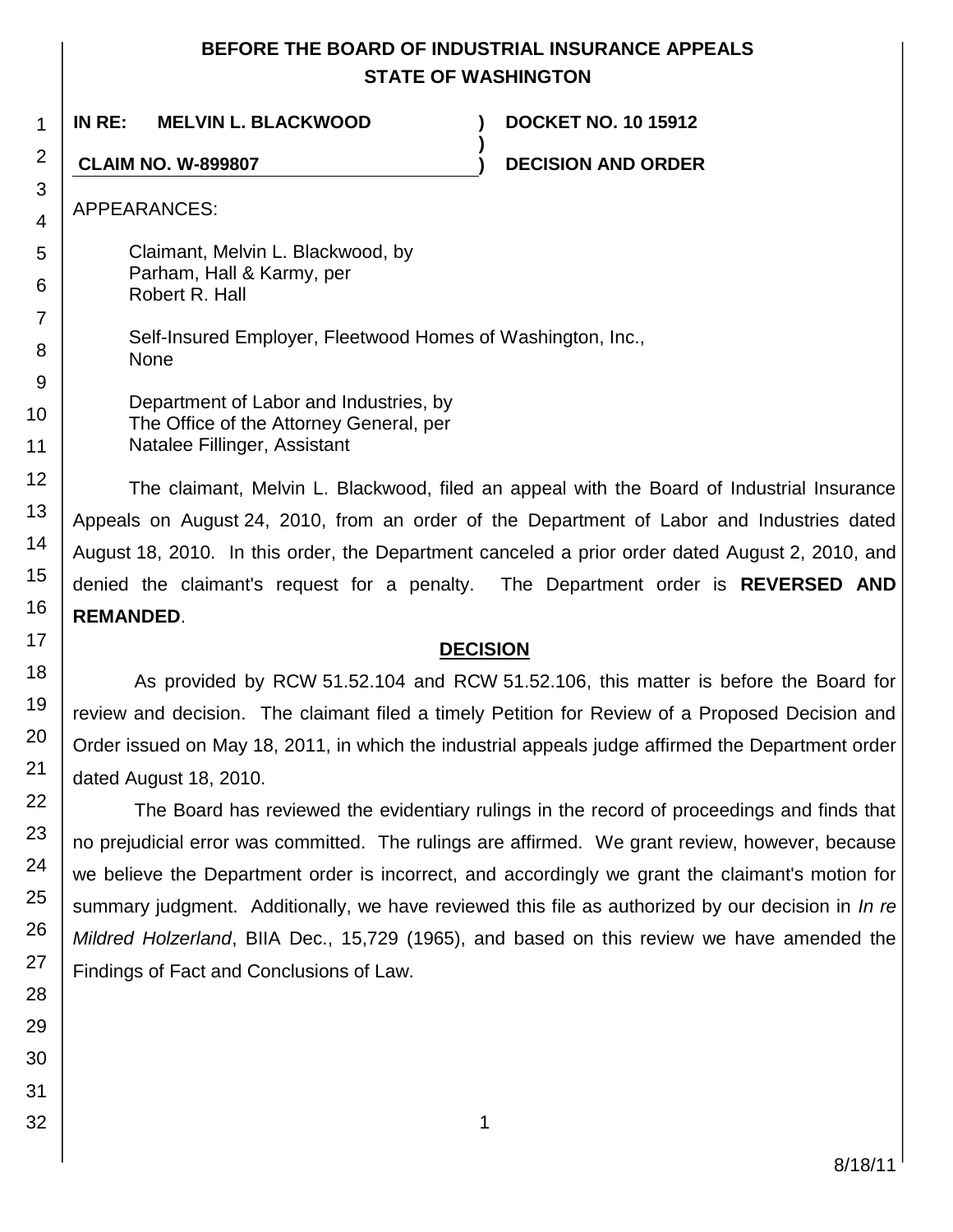# BEFORE THE BOARD OF INDUSTRIAL INSURANCE APPEALS STATE OF WASHINGTON

**IN RE: MELVIN L. BLACKWOOD ) DOCKET NO. 10 15912**

**CLAIM NO. W-899807 ) DECISION AND ORDER**

APPEARANCES:

Claimant, Melvin L. Blackwood, by
Parham, Hall & Karmy, per
Robert R. Hall

Self-Insured Employer, Fleetwood Homes of Washington, Inc.,
None

Department of Labor and Industries, by
The Office of the Attorney General, per
Natalee Fillinger, Assistant

The claimant, Melvin L. Blackwood, filed an appeal with the Board of Industrial Insurance Appeals on August 24, 2010, from an order of the Department of Labor and Industries dated August 18, 2010. In this order, the Department canceled a prior order dated August 2, 2010, and denied the claimant's request for a penalty. The Department order is **REVERSED AND REMANDED**.

## DECISION

As provided by RCW 51.52.104 and RCW 51.52.106, this matter is before the Board for review and decision. The claimant filed a timely Petition for Review of a Proposed Decision and Order issued on May 18, 2011, in which the industrial appeals judge affirmed the Department order dated August 18, 2010.

The Board has reviewed the evidentiary rulings in the record of proceedings and finds that no prejudicial error was committed. The rulings are affirmed. We grant review, however, because we believe the Department order is incorrect, and accordingly we grant the claimant's motion for summary judgment. Additionally, we have reviewed this file as authorized by our decision in *In re Mildred Holzerland*, BIIA Dec., 15,729 (1965), and based on this review we have amended the Findings of Fact and Conclusions of Law.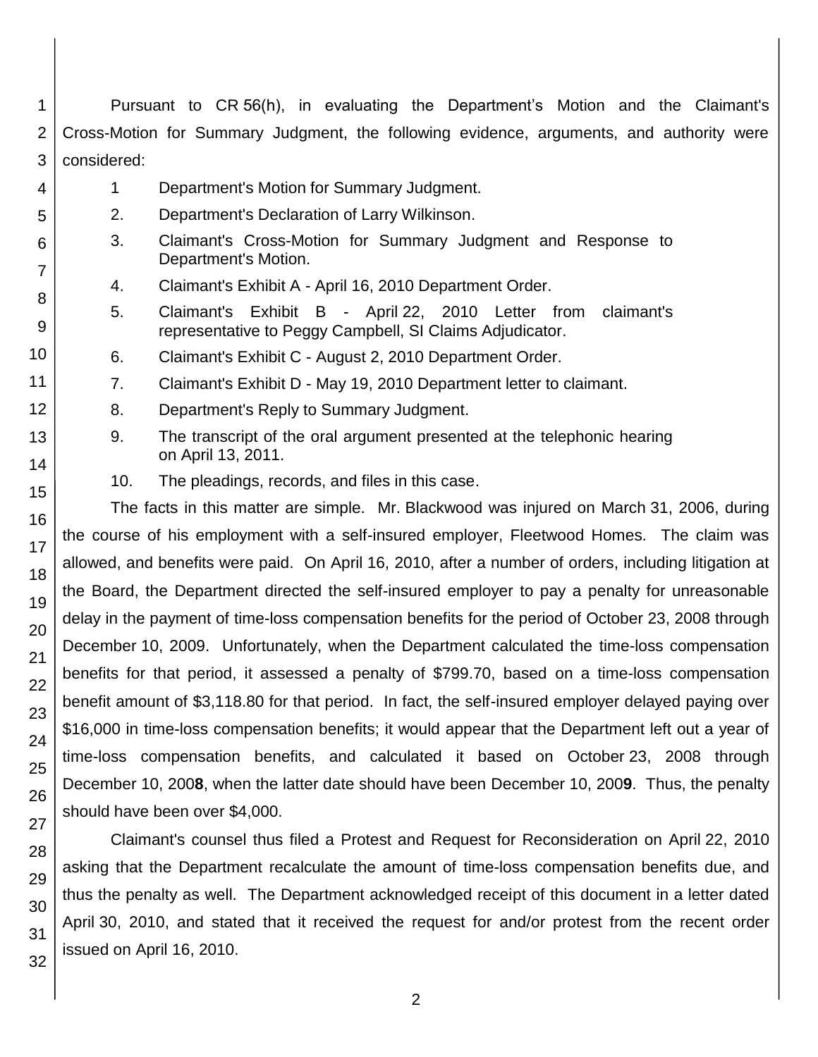Pursuant to CR 56(h), in evaluating the Department's Motion and the Claimant's Cross-Motion for Summary Judgment, the following evidence, arguments, and authority were considered:

1. Department's Motion for Summary Judgment.
2. Department's Declaration of Larry Wilkinson.
3. Claimant's Cross-Motion for Summary Judgment and Response to Department's Motion.
4. Claimant's Exhibit A - April 16, 2010 Department Order.
5. Claimant's Exhibit B - April 22, 2010 Letter from claimant's representative to Peggy Campbell, SI Claims Adjudicator.
6. Claimant's Exhibit C - August 2, 2010 Department Order.
7. Claimant's Exhibit D - May 19, 2010 Department letter to claimant.
8. Department's Reply to Summary Judgment.
9. The transcript of the oral argument presented at the telephonic hearing on April 13, 2011.
10. The pleadings, records, and files in this case.

The facts in this matter are simple. Mr. Blackwood was injured on March 31, 2006, during the course of his employment with a self-insured employer, Fleetwood Homes. The claim was allowed, and benefits were paid. On April 16, 2010, after a number of orders, including litigation at the Board, the Department directed the self-insured employer to pay a penalty for unreasonable delay in the payment of time-loss compensation benefits for the period of October 23, 2008 through December 10, 2009. Unfortunately, when the Department calculated the time-loss compensation benefits for that period, it assessed a penalty of $799.70, based on a time-loss compensation benefit amount of $3,118.80 for that period. In fact, the self-insured employer delayed paying over $16,000 in time-loss compensation benefits; it would appear that the Department left out a year of time-loss compensation benefits, and calculated it based on October 23, 2008 through December 10, 200**8**, when the latter date should have been December 10, 200**9**. Thus, the penalty should have been over $4,000.

Claimant's counsel thus filed a Protest and Request for Reconsideration on April 22, 2010 asking that the Department recalculate the amount of time-loss compensation benefits due, and thus the penalty as well. The Department acknowledged receipt of this document in a letter dated April 30, 2010, and stated that it received the request for and/or protest from the recent order issued on April 16, 2010.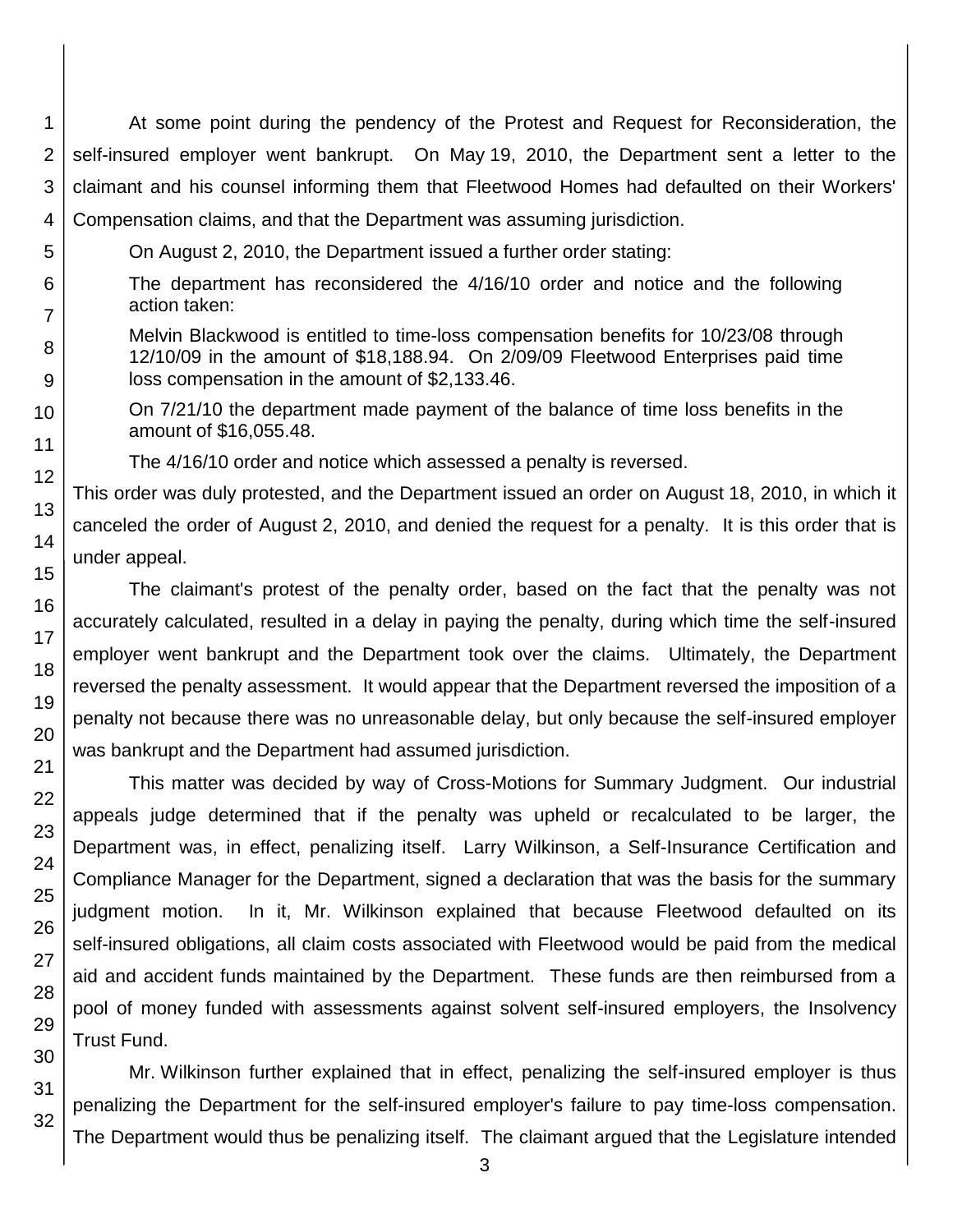At some point during the pendency of the Protest and Request for Reconsideration, the self-insured employer went bankrupt. On May 19, 2010, the Department sent a letter to the claimant and his counsel informing them that Fleetwood Homes had defaulted on their Workers' Compensation claims, and that the Department was assuming jurisdiction.

On August 2, 2010, the Department issued a further order stating:

> The department has reconsidered the 4/16/10 order and notice and the following action taken:
>
> Melvin Blackwood is entitled to time-loss compensation benefits for 10/23/08 through 12/10/09 in the amount of $18,188.94. On 2/09/09 Fleetwood Enterprises paid time loss compensation in the amount of $2,133.46.
>
> On 7/21/10 the department made payment of the balance of time loss benefits in the amount of $16,055.48.
>
> The 4/16/10 order and notice which assessed a penalty is reversed.

This order was duly protested, and the Department issued an order on August 18, 2010, in which it canceled the order of August 2, 2010, and denied the request for a penalty. It is this order that is under appeal.

The claimant's protest of the penalty order, based on the fact that the penalty was not accurately calculated, resulted in a delay in paying the penalty, during which time the self-insured employer went bankrupt and the Department took over the claims. Ultimately, the Department reversed the penalty assessment. It would appear that the Department reversed the imposition of a penalty not because there was no unreasonable delay, but only because the self-insured employer was bankrupt and the Department had assumed jurisdiction.

This matter was decided by way of Cross-Motions for Summary Judgment. Our industrial appeals judge determined that if the penalty was upheld or recalculated to be larger, the Department was, in effect, penalizing itself. Larry Wilkinson, a Self-Insurance Certification and Compliance Manager for the Department, signed a declaration that was the basis for the summary judgment motion. In it, Mr. Wilkinson explained that because Fleetwood defaulted on its self-insured obligations, all claim costs associated with Fleetwood would be paid from the medical aid and accident funds maintained by the Department. These funds are then reimbursed from a pool of money funded with assessments against solvent self-insured employers, the Insolvency Trust Fund.

Mr. Wilkinson further explained that in effect, penalizing the self-insured employer is thus penalizing the Department for the self-insured employer's failure to pay time-loss compensation. The Department would thus be penalizing itself. The claimant argued that the Legislature intended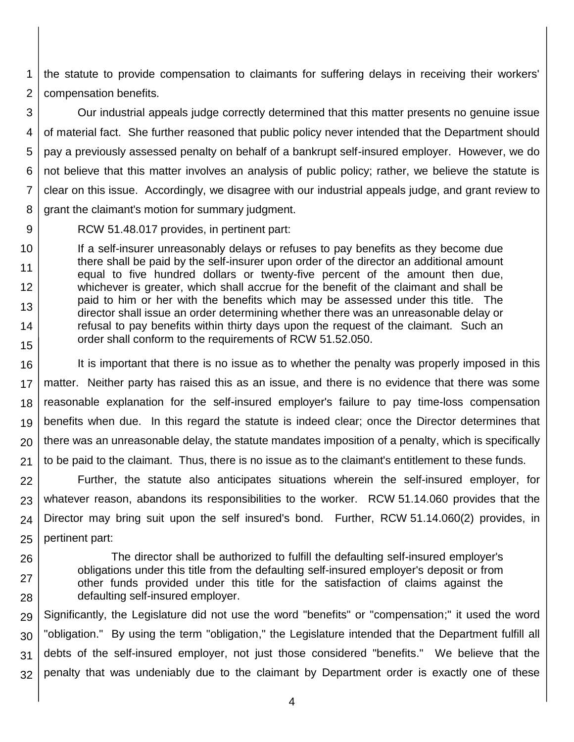the statute to provide compensation to claimants for suffering delays in receiving their workers' compensation benefits.

Our industrial appeals judge correctly determined that this matter presents no genuine issue of material fact. She further reasoned that public policy never intended that the Department should pay a previously assessed penalty on behalf of a bankrupt self-insured employer. However, we do not believe that this matter involves an analysis of public policy; rather, we believe the statute is clear on this issue. Accordingly, we disagree with our industrial appeals judge, and grant review to grant the claimant's motion for summary judgment.

RCW 51.48.017 provides, in pertinent part:

> If a self-insurer unreasonably delays or refuses to pay benefits as they become due there shall be paid by the self-insurer upon order of the director an additional amount equal to five hundred dollars or twenty-five percent of the amount then due, whichever is greater, which shall accrue for the benefit of the claimant and shall be paid to him or her with the benefits which may be assessed under this title. The director shall issue an order determining whether there was an unreasonable delay or refusal to pay benefits within thirty days upon the request of the claimant. Such an order shall conform to the requirements of RCW 51.52.050.

It is important that there is no issue as to whether the penalty was properly imposed in this matter. Neither party has raised this as an issue, and there is no evidence that there was some reasonable explanation for the self-insured employer's failure to pay time-loss compensation benefits when due. In this regard the statute is indeed clear; once the Director determines that there was an unreasonable delay, the statute mandates imposition of a penalty, which is specifically to be paid to the claimant. Thus, there is no issue as to the claimant's entitlement to these funds.

Further, the statute also anticipates situations wherein the self-insured employer, for whatever reason, abandons its responsibilities to the worker. RCW 51.14.060 provides that the Director may bring suit upon the self insured's bond. Further, RCW 51.14.060(2) provides, in pertinent part:

> The director shall be authorized to fulfill the defaulting self-insured employer's obligations under this title from the defaulting self-insured employer's deposit or from other funds provided under this title for the satisfaction of claims against the defaulting self-insured employer.

Significantly, the Legislature did not use the word "benefits" or "compensation;" it used the word "obligation." By using the term "obligation," the Legislature intended that the Department fulfill all debts of the self-insured employer, not just those considered "benefits." We believe that the penalty that was undeniably due to the claimant by Department order is exactly one of these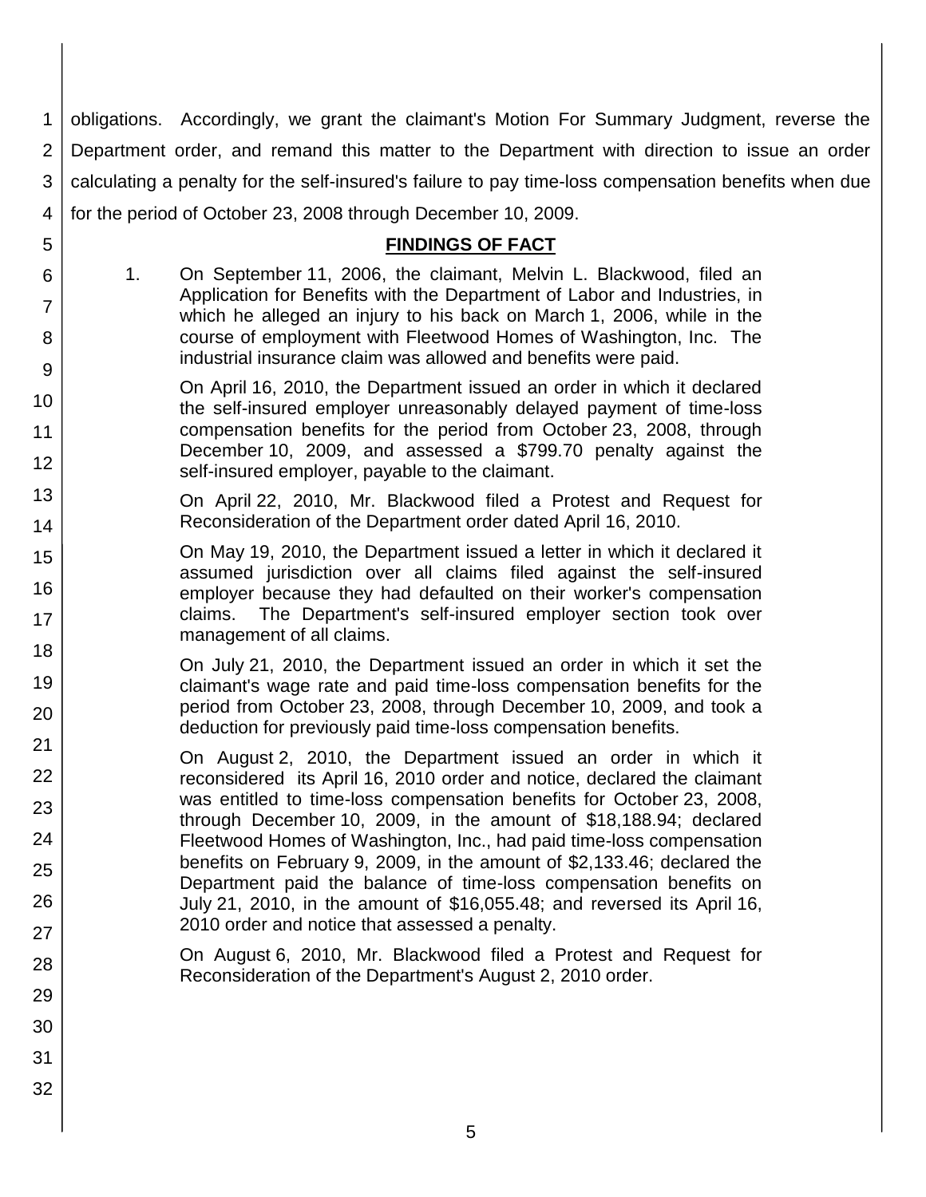obligations. Accordingly, we grant the claimant's Motion For Summary Judgment, reverse the Department order, and remand this matter to the Department with direction to issue an order calculating a penalty for the self-insured's failure to pay time-loss compensation benefits when due for the period of October 23, 2008 through December 10, 2009.

## FINDINGS OF FACT

1. On September 11, 2006, the claimant, Melvin L. Blackwood, filed an Application for Benefits with the Department of Labor and Industries, in which he alleged an injury to his back on March 1, 2006, while in the course of employment with Fleetwood Homes of Washington, Inc. The industrial insurance claim was allowed and benefits were paid.

   On April 16, 2010, the Department issued an order in which it declared the self-insured employer unreasonably delayed payment of time-loss compensation benefits for the period from October 23, 2008, through December 10, 2009, and assessed a $799.70 penalty against the self-insured employer, payable to the claimant.

   On April 22, 2010, Mr. Blackwood filed a Protest and Request for Reconsideration of the Department order dated April 16, 2010.

   On May 19, 2010, the Department issued a letter in which it declared it assumed jurisdiction over all claims filed against the self-insured employer because they had defaulted on their worker's compensation claims. The Department's self-insured employer section took over management of all claims.

   On July 21, 2010, the Department issued an order in which it set the claimant's wage rate and paid time-loss compensation benefits for the period from October 23, 2008, through December 10, 2009, and took a deduction for previously paid time-loss compensation benefits.

   On August 2, 2010, the Department issued an order in which it reconsidered its April 16, 2010 order and notice, declared the claimant was entitled to time-loss compensation benefits for October 23, 2008, through December 10, 2009, in the amount of $18,188.94; declared Fleetwood Homes of Washington, Inc., had paid time-loss compensation benefits on February 9, 2009, in the amount of $2,133.46; declared the Department paid the balance of time-loss compensation benefits on July 21, 2010, in the amount of $16,055.48; and reversed its April 16, 2010 order and notice that assessed a penalty.

   On August 6, 2010, Mr. Blackwood filed a Protest and Request for Reconsideration of the Department's August 2, 2010 order.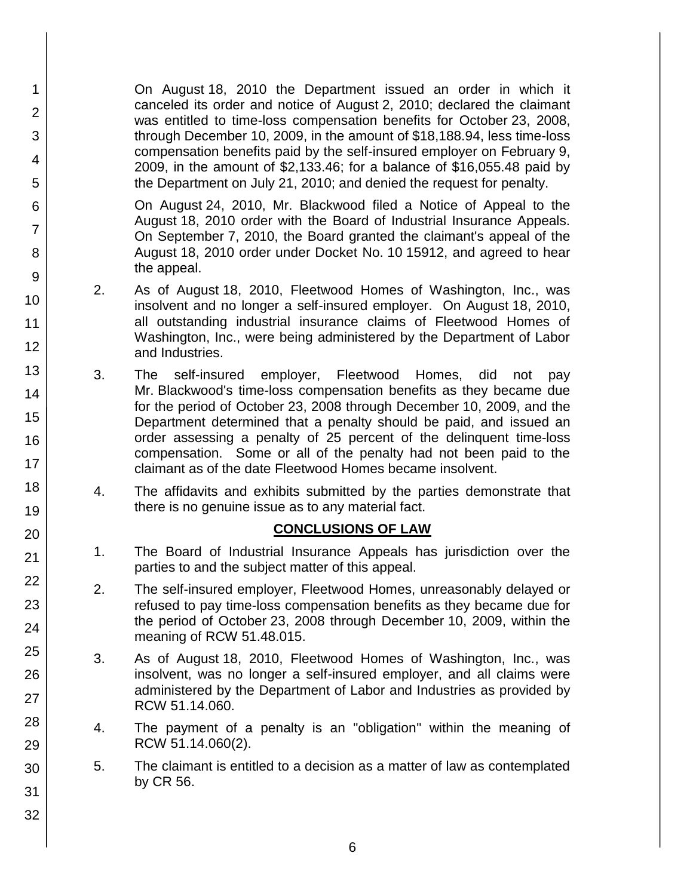On August 18, 2010 the Department issued an order in which it canceled its order and notice of August 2, 2010; declared the claimant was entitled to time-loss compensation benefits for October 23, 2008, through December 10, 2009, in the amount of $18,188.94, less time-loss compensation benefits paid by the self-insured employer on February 9, 2009, in the amount of $2,133.46; for a balance of $16,055.48 paid by the Department on July 21, 2010; and denied the request for penalty.

On August 24, 2010, Mr. Blackwood filed a Notice of Appeal to the August 18, 2010 order with the Board of Industrial Insurance Appeals. On September 7, 2010, the Board granted the claimant's appeal of the August 18, 2010 order under Docket No. 10 15912, and agreed to hear the appeal.

2. As of August 18, 2010, Fleetwood Homes of Washington, Inc., was insolvent and no longer a self-insured employer. On August 18, 2010, all outstanding industrial insurance claims of Fleetwood Homes of Washington, Inc., were being administered by the Department of Labor and Industries.

3. The self-insured employer, Fleetwood Homes, did not pay Mr. Blackwood's time-loss compensation benefits as they became due for the period of October 23, 2008 through December 10, 2009, and the Department determined that a penalty should be paid, and issued an order assessing a penalty of 25 percent of the delinquent time-loss compensation. Some or all of the penalty had not been paid to the claimant as of the date Fleetwood Homes became insolvent.

4. The affidavits and exhibits submitted by the parties demonstrate that there is no genuine issue as to any material fact.

## CONCLUSIONS OF LAW

1. The Board of Industrial Insurance Appeals has jurisdiction over the parties to and the subject matter of this appeal.

2. The self-insured employer, Fleetwood Homes, unreasonably delayed or refused to pay time-loss compensation benefits as they became due for the period of October 23, 2008 through December 10, 2009, within the meaning of RCW 51.48.015.

3. As of August 18, 2010, Fleetwood Homes of Washington, Inc., was insolvent, was no longer a self-insured employer, and all claims were administered by the Department of Labor and Industries as provided by RCW 51.14.060.

4. The payment of a penalty is an "obligation" within the meaning of RCW 51.14.060(2).

5. The claimant is entitled to a decision as a matter of law as contemplated by CR 56.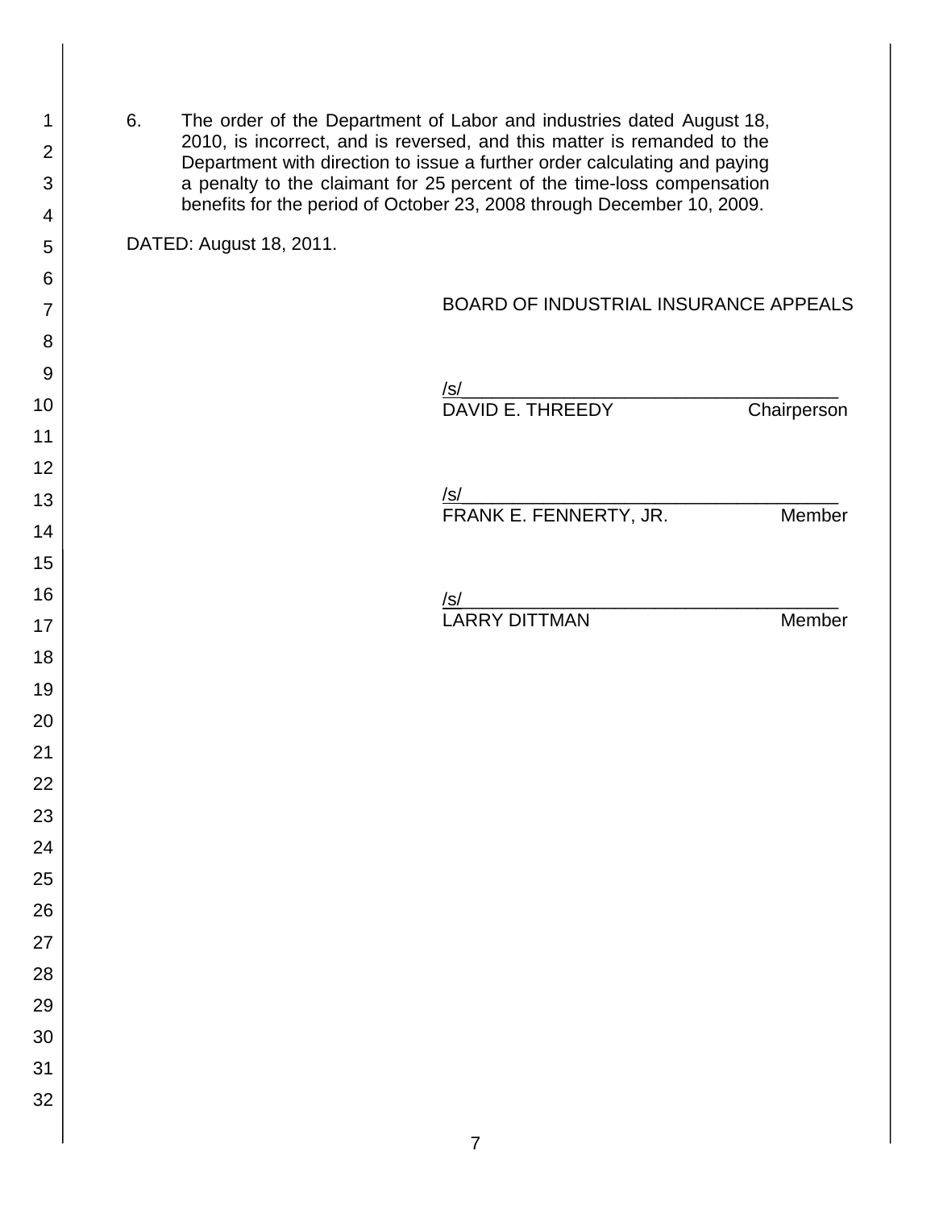6. The order of the Department of Labor and industries dated August 18, 2010, is incorrect, and is reversed, and this matter is remanded to the Department with direction to issue a further order calculating and paying a penalty to the claimant for 25 percent of the time-loss compensation benefits for the period of October 23, 2008 through December 10, 2009.

DATED: August 18, 2011.

BOARD OF INDUSTRIAL INSURANCE APPEALS

/s/
DAVID E. THREEDY Chairperson

/s/
FRANK E. FENNERTY, JR. Member

/s/
LARRY DITTMAN Member